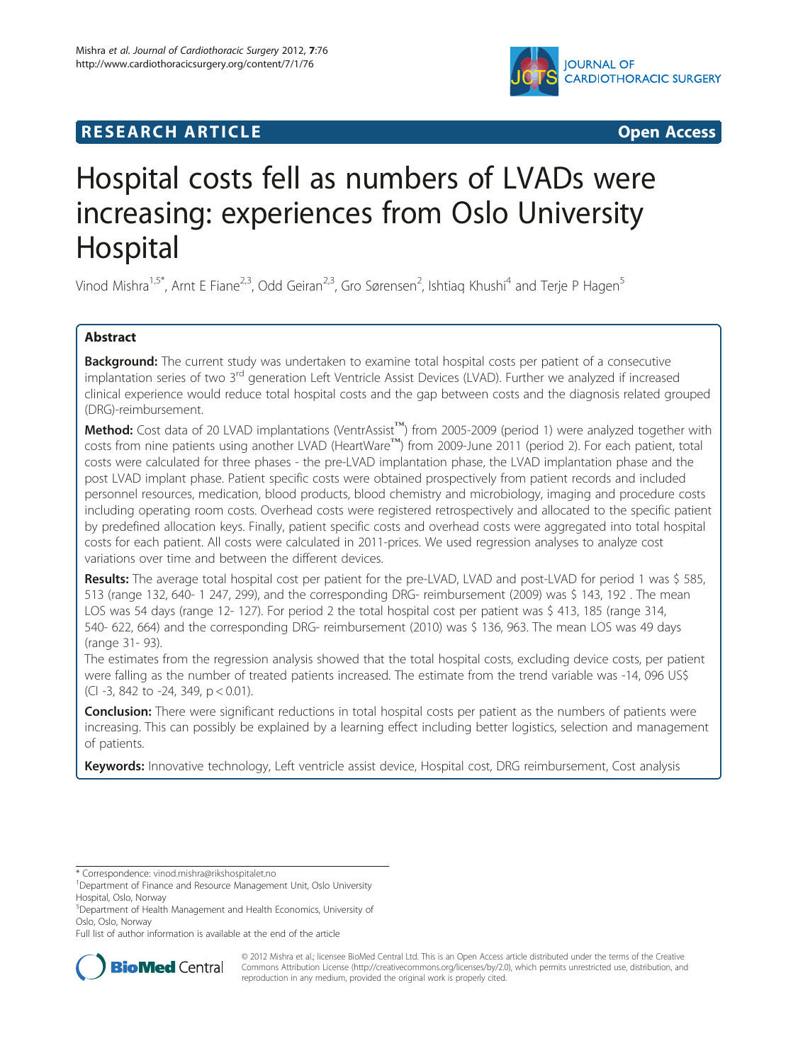RESEARCH ARTICLE Open Access

# Hospital costs fell as numbers of LVADs were increasing: experiences from Oslo University Hospital

Vinod Mishra[1,5*], Arnt E Fiane[2,3], Odd Geiran[2,3], Gro Sørensen[2], Ishtiaq Khushi[4] and Terje P Hagen[5]

## Abstract

**Background:** The current study was undertaken to examine total hospital costs per patient of a consecutive implantation series of two 3rd generation Left Ventricle Assist Devices (LVAD). Further we analyzed if increased clinical experience would reduce total hospital costs and the gap between costs and the diagnosis related grouped (DRG)-reimbursement.

**Method:** Cost data of 20 LVAD implantations (VentrAssist™) from 2005-2009 (period 1) were analyzed together with costs from nine patients using another LVAD (HeartWare™) from 2009-June 2011 (period 2). For each patient, total costs were calculated for three phases - the pre-LVAD implantation phase, the LVAD implantation phase and the post LVAD implant phase. Patient specific costs were obtained prospectively from patient records and included personnel resources, medication, blood products, blood chemistry and microbiology, imaging and procedure costs including operating room costs. Overhead costs were registered retrospectively and allocated to the specific patient by predefined allocation keys. Finally, patient specific costs and overhead costs were aggregated into total hospital costs for each patient. All costs were calculated in 2011-prices. We used regression analyses to analyze cost variations over time and between the different devices.

**Results:** The average total hospital cost per patient for the pre-LVAD, LVAD and post-LVAD for period 1 was $ 585, 513 (range 132, 640- 1 247, 299), and the corresponding DRG- reimbursement (2009) was $ 143, 192 . The mean LOS was 54 days (range 12- 127). For period 2 the total hospital cost per patient was $ 413, 185 (range 314, 540- 622, 664) and the corresponding DRG- reimbursement (2010) was $ 136, 963. The mean LOS was 49 days (range 31- 93).

The estimates from the regression analysis showed that the total hospital costs, excluding device costs, per patient were falling as the number of treated patients increased. The estimate from the trend variable was -14, 096 US$ (CI -3, 842 to -24, 349, $p < 0.01$).

**Conclusion:** There were significant reductions in total hospital costs per patient as the numbers of patients were increasing. This can possibly be explained by a learning effect including better logistics, selection and management of patients.

**Keywords:** Innovative technology, Left ventricle assist device, Hospital cost, DRG reimbursement, Cost analysis

---

\* Correspondence: vinod.mishra@rikshospitalet.no

[1] Department of Finance and Resource Management Unit, Oslo University Hospital, Oslo, Norway

[5] Department of Health Management and Health Economics, University of Oslo, Oslo, Norway

Full list of author information is available at the end of the article

© 2012 Mishra et al.; licensee BioMed Central Ltd. This is an Open Access article distributed under the terms of the Creative Commons Attribution License (http://creativecommons.org/licenses/by/2.0), which permits unrestricted use, distribution, and reproduction in any medium, provided the original work is properly cited.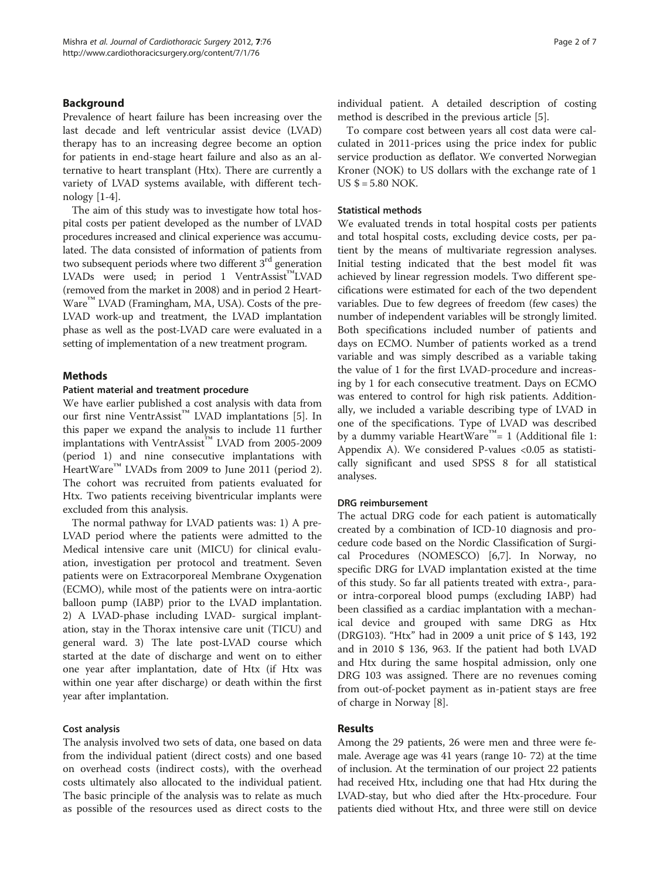## Background

Prevalence of heart failure has been increasing over the last decade and left ventricular assist device (LVAD) therapy has to an increasing degree become an option for patients in end-stage heart failure and also as an alternative to heart transplant (Htx). There are currently a variety of LVAD systems available, with different technology [1-4].

The aim of this study was to investigate how total hospital costs per patient developed as the number of LVAD procedures increased and clinical experience was accumulated. The data consisted of information of patients from two subsequent periods where two different 3rd generation LVADs were used; in period 1 VentrAssist™LVAD (removed from the market in 2008) and in period 2 HeartWare™ LVAD (Framingham, MA, USA). Costs of the pre-LVAD work-up and treatment, the LVAD implantation phase as well as the post-LVAD care were evaluated in a setting of implementation of a new treatment program.

## Methods

### Patient material and treatment procedure

We have earlier published a cost analysis with data from our first nine VentrAssist™ LVAD implantations [5]. In this paper we expand the analysis to include 11 further implantations with VentrAssist™ LVAD from 2005-2009 (period 1) and nine consecutive implantations with HeartWare™ LVADs from 2009 to June 2011 (period 2). The cohort was recruited from patients evaluated for Htx. Two patients receiving biventricular implants were excluded from this analysis.

The normal pathway for LVAD patients was: 1) A pre-LVAD period where the patients were admitted to the Medical intensive care unit (MICU) for clinical evaluation, investigation per protocol and treatment. Seven patients were on Extracorporeal Membrane Oxygenation (ECMO), while most of the patients were on intra-aortic balloon pump (IABP) prior to the LVAD implantation. 2) A LVAD-phase including LVAD- surgical implantation, stay in the Thorax intensive care unit (TICU) and general ward. 3) The late post-LVAD course which started at the date of discharge and went on to either one year after implantation, date of Htx (if Htx was within one year after discharge) or death within the first year after implantation.

### Cost analysis

The analysis involved two sets of data, one based on data from the individual patient (direct costs) and one based on overhead costs (indirect costs), with the overhead costs ultimately also allocated to the individual patient. The basic principle of the analysis was to relate as much as possible of the resources used as direct costs to the individual patient. A detailed description of costing method is described in the previous article [5].

To compare cost between years all cost data were calculated in 2011-prices using the price index for public service production as deflator. We converted Norwegian Kroner (NOK) to US dollars with the exchange rate of 1 US $ = 5.80 NOK.

### Statistical methods

We evaluated trends in total hospital costs per patients and total hospital costs, excluding device costs, per patient by the means of multivariate regression analyses. Initial testing indicated that the best model fit was achieved by linear regression models. Two different specifications were estimated for each of the two dependent variables. Due to few degrees of freedom (few cases) the number of independent variables will be strongly limited. Both specifications included number of patients and days on ECMO. Number of patients worked as a trend variable and was simply described as a variable taking the value of 1 for the first LVAD-procedure and increasing by 1 for each consecutive treatment. Days on ECMO was entered to control for high risk patients. Additionally, we included a variable describing type of LVAD in one of the specifications. Type of LVAD was described by a dummy variable HeartWare™= 1 (Additional file 1: Appendix A). We considered P-values <0.05 as statistically significant and used SPSS 8 for all statistical analyses.

### DRG reimbursement

The actual DRG code for each patient is automatically created by a combination of ICD-10 diagnosis and procedure code based on the Nordic Classification of Surgical Procedures (NOMESCO) [6,7]. In Norway, no specific DRG for LVAD implantation existed at the time of this study. So far all patients treated with extra-, para- or intra-corporeal blood pumps (excluding IABP) had been classified as a cardiac implantation with a mechanical device and grouped with same DRG as Htx (DRG103). "Htx" had in 2009 a unit price of $ 143, 192 and in 2010 $ 136, 963. If the patient had both LVAD and Htx during the same hospital admission, only one DRG 103 was assigned. There are no revenues coming from out-of-pocket payment as in-patient stays are free of charge in Norway [8].

## Results

Among the 29 patients, 26 were men and three were female. Average age was 41 years (range 10- 72) at the time of inclusion. At the termination of our project 22 patients had received Htx, including one that had Htx during the LVAD-stay, but who died after the Htx-procedure. Four patients died without Htx, and three were still on device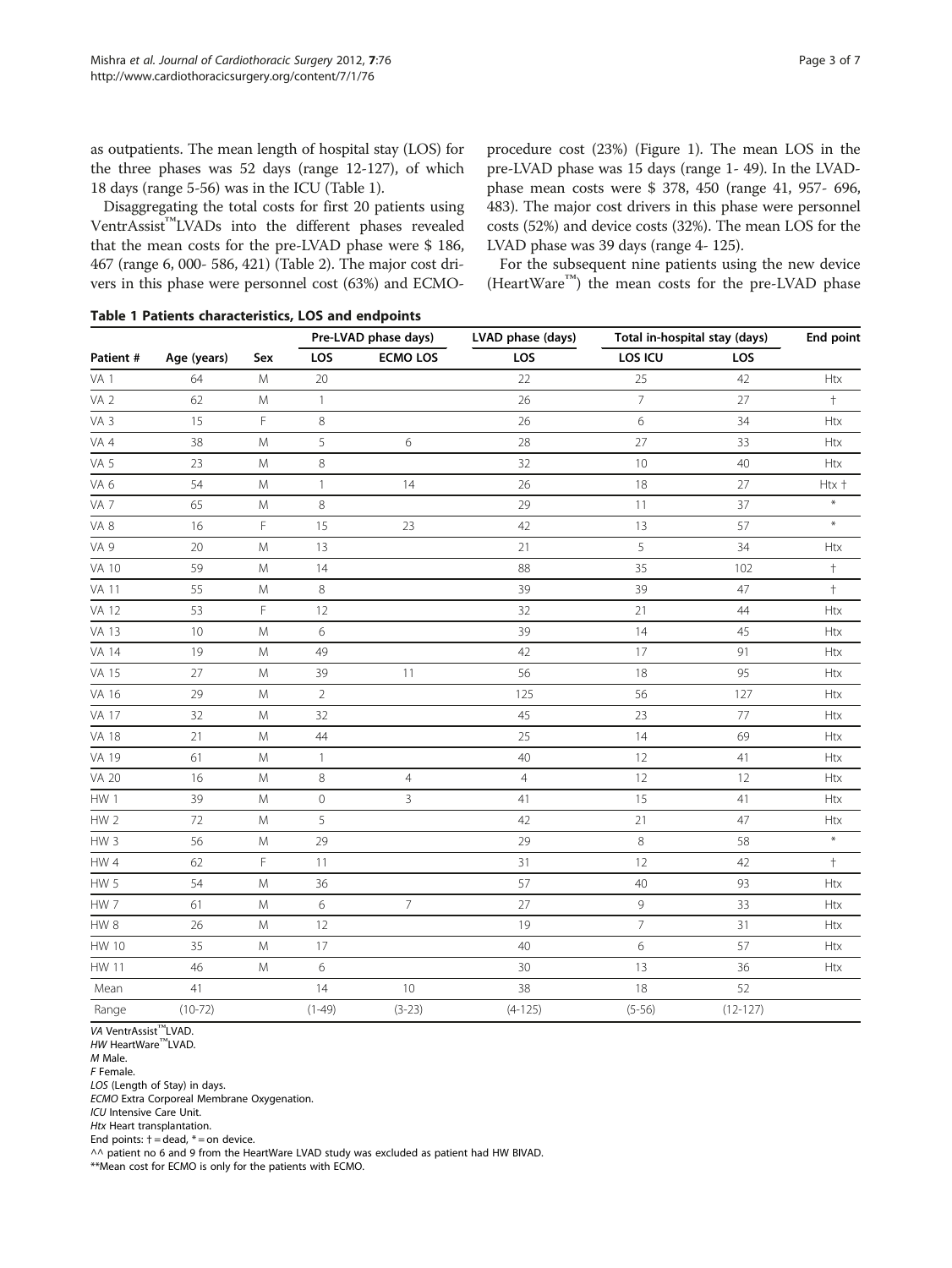as outpatients. The mean length of hospital stay (LOS) for the three phases was 52 days (range 12-127), of which 18 days (range 5-56) was in the ICU (Table 1).

Disaggregating the total costs for first 20 patients using VentrAssist™LVADs into the different phases revealed that the mean costs for the pre-LVAD phase were $ 186, 467 (range 6, 000- 586, 421) (Table 2). The major cost drivers in this phase were personnel cost (63%) and ECMO-procedure cost (23%) (Figure 1). The mean LOS in the pre-LVAD phase was 15 days (range 1- 49). In the LVAD-phase mean costs were $ 378, 450 (range 41, 957- 696, 483). The major cost drivers in this phase were personnel costs (52%) and device costs (32%). The mean LOS for the LVAD phase was 39 days (range 4- 125).

For the subsequent nine patients using the new device (HeartWare™) the mean costs for the pre-LVAD phase

**Table 1 Patients characteristics, LOS and endpoints**

| | | | Pre-LVAD phase days) | | LVAD phase (days) | Total in-hospital stay (days) | | End point |
|---|---|---|---|---|---|---|---|---|
| Patient # | Age (years) | Sex | LOS | ECMO LOS | LOS | LOS ICU | LOS | |
| VA 1 | 64 | M | 20 | | 22 | 25 | 42 | Htx |
| VA 2 | 62 | M | 1 | | 26 | 7 | 27 | † |
| VA 3 | 15 | F | 8 | | 26 | 6 | 34 | Htx |
| VA 4 | 38 | M | 5 | 6 | 28 | 27 | 33 | Htx |
| VA 5 | 23 | M | 8 | | 32 | 10 | 40 | Htx |
| VA 6 | 54 | M | 1 | 14 | 26 | 18 | 27 | Htx † |
| VA 7 | 65 | M | 8 | | 29 | 11 | 37 | * |
| VA 8 | 16 | F | 15 | 23 | 42 | 13 | 57 | * |
| VA 9 | 20 | M | 13 | | 21 | 5 | 34 | Htx |
| VA 10 | 59 | M | 14 | | 88 | 35 | 102 | † |
| VA 11 | 55 | M | 8 | | 39 | 39 | 47 | † |
| VA 12 | 53 | F | 12 | | 32 | 21 | 44 | Htx |
| VA 13 | 10 | M | 6 | | 39 | 14 | 45 | Htx |
| VA 14 | 19 | M | 49 | | 42 | 17 | 91 | Htx |
| VA 15 | 27 | M | 39 | 11 | 56 | 18 | 95 | Htx |
| VA 16 | 29 | M | 2 | | 125 | 56 | 127 | Htx |
| VA 17 | 32 | M | 32 | | 45 | 23 | 77 | Htx |
| VA 18 | 21 | M | 44 | | 25 | 14 | 69 | Htx |
| VA 19 | 61 | M | 1 | | 40 | 12 | 41 | Htx |
| VA 20 | 16 | M | 8 | 4 | 4 | 12 | 12 | Htx |
| HW 1 | 39 | M | 0 | 3 | 41 | 15 | 41 | Htx |
| HW 2 | 72 | M | 5 | | 42 | 21 | 47 | Htx |
| HW 3 | 56 | M | 29 | | 29 | 8 | 58 | * |
| HW 4 | 62 | F | 11 | | 31 | 12 | 42 | † |
| HW 5 | 54 | M | 36 | | 57 | 40 | 93 | Htx |
| HW 7 | 61 | M | 6 | 7 | 27 | 9 | 33 | Htx |
| HW 8 | 26 | M | 12 | | 19 | 7 | 31 | Htx |
| HW 10 | 35 | M | 17 | | 40 | 6 | 57 | Htx |
| HW 11 | 46 | M | 6 | | 30 | 13 | 36 | Htx |
| Mean | 41 | | 14 | 10 | 38 | 18 | 52 | |
| Range | (10-72) | | (1-49) | (3-23) | (4-125) | (5-56) | (12-127) | |

*VA* VentrAssist™LVAD.
*HW* HeartWare™LVAD.
*M* Male.
*F* Female.
*LOS* (Length of Stay) in days.
*ECMO* Extra Corporeal Membrane Oxygenation.
*ICU* Intensive Care Unit.
*Htx* Heart transplantation.
End points: † = dead, * = on device.
^^ patient no 6 and 9 from the HeartWare LVAD study was excluded as patient had HW BIVAD.
**Mean cost for ECMO is only for the patients with ECMO.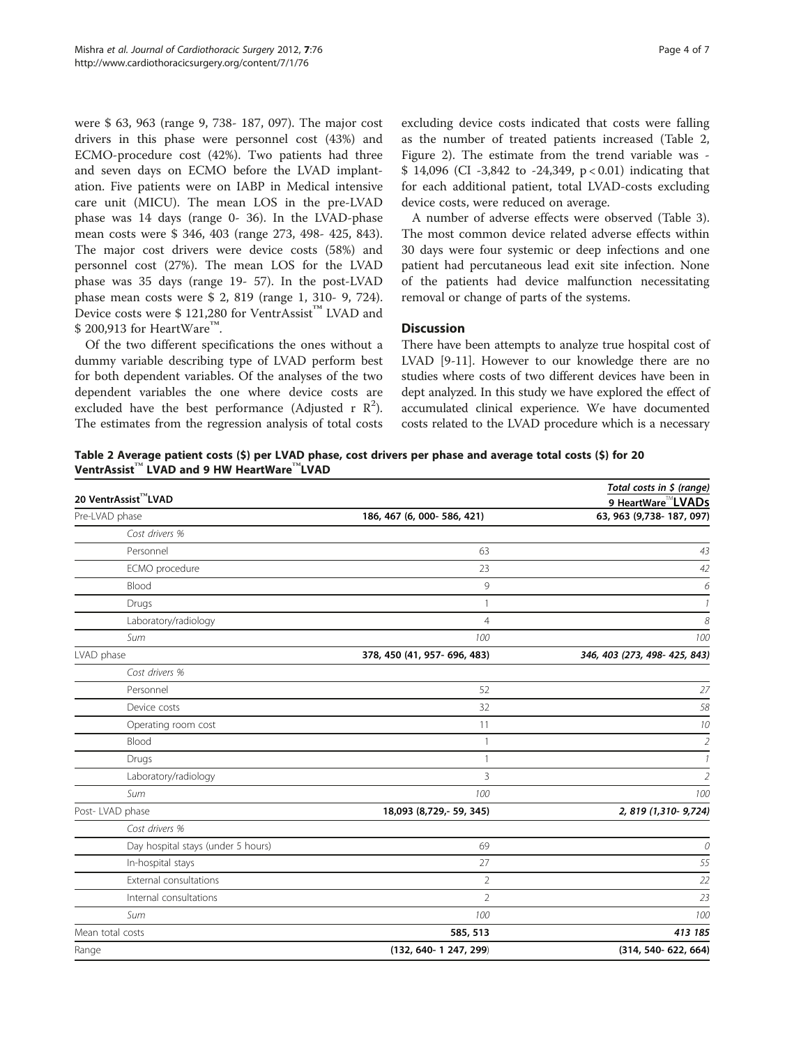were $ 63, 963 (range 9, 738- 187, 097). The major cost drivers in this phase were personnel cost (43%) and ECMO-procedure cost (42%). Two patients had three and seven days on ECMO before the LVAD implantation. Five patients were on IABP in Medical intensive care unit (MICU). The mean LOS in the pre-LVAD phase was 14 days (range 0- 36). In the LVAD-phase mean costs were $ 346, 403 (range 273, 498- 425, 843). The major cost drivers were device costs (58%) and personnel cost (27%). The mean LOS for the LVAD phase was 35 days (range 19- 57). In the post-LVAD phase mean costs were $ 2, 819 (range 1, 310- 9, 724). Device costs were $ 121,280 for VentrAssist™ LVAD and $ 200,913 for HeartWare™.

Of the two different specifications the ones without a dummy variable describing type of LVAD perform best for both dependent variables. Of the analyses of the two dependent variables the one where device costs are excluded have the best performance (Adjusted r $R^2$). The estimates from the regression analysis of total costs excluding device costs indicated that costs were falling as the number of treated patients increased (Table 2, Figure 2). The estimate from the trend variable was -$ 14,096 (CI -3,842 to -24,349, $p < 0.01$) indicating that for each additional patient, total LVAD-costs excluding device costs, were reduced on average.

A number of adverse effects were observed (Table 3). The most common device related adverse effects within 30 days were four systemic or deep infections and one patient had percutaneous lead exit site infection. None of the patients had device malfunction necessitating removal or change of parts of the systems.

## Discussion

There have been attempts to analyze true hospital cost of LVAD [9-11]. However to our knowledge there are no studies where costs of two different devices have been in dept analyzed. In this study we have explored the effect of accumulated clinical experience. We have documented costs related to the LVAD procedure which is a necessary

**Table 2 Average patient costs ($) per LVAD phase, cost drivers per phase and average total costs ($) for 20 VentrAssist™ LVAD and 9 HW HeartWare™LVAD**

| 20 VentrAssist™LVAD | | *Total costs in $ (range)* 9 HeartWare™LVADs |
|---|---|---|
| Pre-LVAD phase | **186, 467 (6, 000- 586, 421)** | **63, 963 (9,738- 187, 097)** |
| *Cost drivers %* | | |
| Personnel | 63 | *43* |
| ECMO procedure | 23 | *42* |
| Blood | 9 | *6* |
| Drugs | 1 | *1* |
| Laboratory/radiology | 4 | *8* |
| *Sum* | *100* | *100* |
| LVAD phase | **378, 450 (41, 957- 696, 483)** | ***346, 403 (273, 498- 425, 843)*** |
| *Cost drivers %* | | |
| Personnel | 52 | *27* |
| Device costs | 32 | *58* |
| Operating room cost | 11 | *10* |
| Blood | 1 | *2* |
| Drugs | 1 | *1* |
| Laboratory/radiology | 3 | *2* |
| *Sum* | *100* | *100* |
| Post- LVAD phase | **18,093 (8,729,- 59, 345)** | ***2, 819 (1,310- 9,724)*** |
| *Cost drivers %* | | |
| Day hospital stays (under 5 hours) | 69 | *0* |
| In-hospital stays | 27 | *55* |
| External consultations | 2 | *22* |
| Internal consultations | 2 | *23* |
| *Sum* | *100* | *100* |
| Mean total costs | **585, 513** | ***413 185*** |
| Range | **(132, 640- 1 247, 299)** | **(314, 540- 622, 664)** |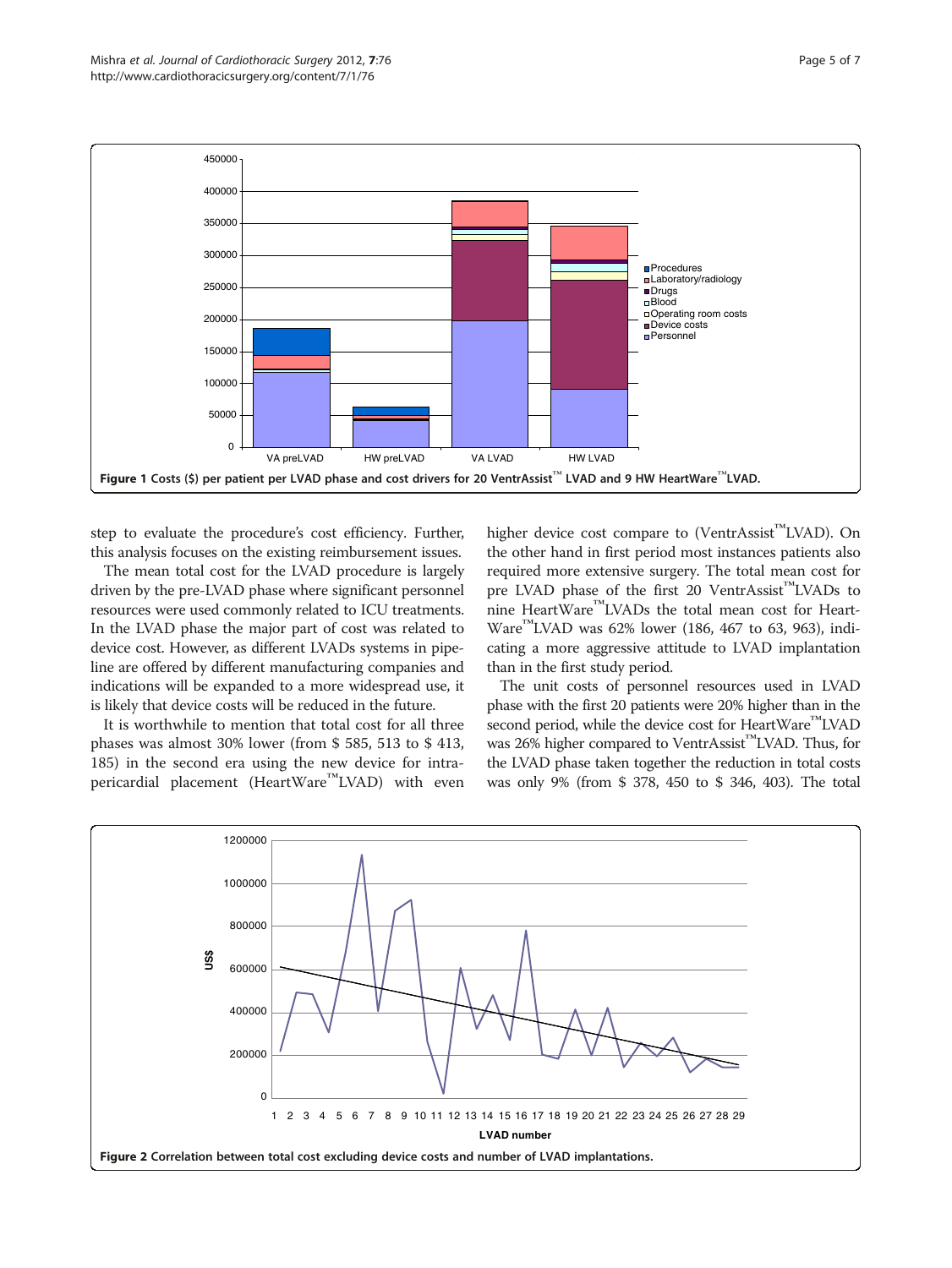Figure 1 Costs ($) per patient per LVAD phase and cost drivers for 20 VentrAssist™ LVAD and 9 HW HeartWare™LVAD.

step to evaluate the procedure's cost efficiency. Further, this analysis focuses on the existing reimbursement issues.

The mean total cost for the LVAD procedure is largely driven by the pre-LVAD phase where significant personnel resources were used commonly related to ICU treatments. In the LVAD phase the major part of cost was related to device cost. However, as different LVADs systems in pipeline are offered by different manufacturing companies and indications will be expanded to a more widespread use, it is likely that device costs will be reduced in the future.

It is worthwhile to mention that total cost for all three phases was almost 30% lower (from $ 585, 513 to $ 413, 185) in the second era using the new device for intrapericardial placement (HeartWare™LVAD) with even higher device cost compare to (VentrAssist™LVAD). On the other hand in first period most instances patients also required more extensive surgery. The total mean cost for pre LVAD phase of the first 20 VentrAssist™LVADs to nine HeartWare™LVADs the total mean cost for HeartWare™LVAD was 62% lower (186, 467 to 63, 963), indicating a more aggressive attitude to LVAD implantation than in the first study period.

The unit costs of personnel resources used in LVAD phase with the first 20 patients were 20% higher than in the second period, while the device cost for HeartWare™LVAD was 26% higher compared to VentrAssist™LVAD. Thus, for the LVAD phase taken together the reduction in total costs was only 9% (from $ 378, 450 to $ 346, 403). The total

Figure 2 Correlation between total cost excluding device costs and number of LVAD implantations.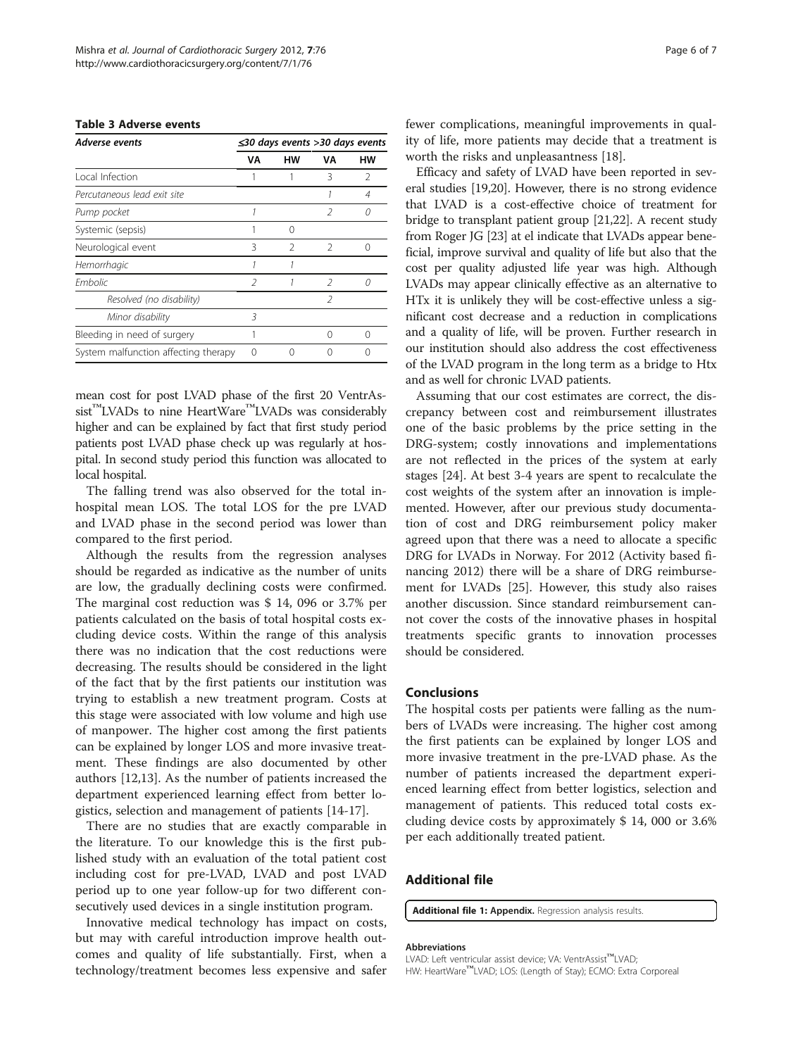**Table 3 Adverse events**

| Adverse events | ≤30 days events | | >30 days events | |
|---|---|---|---|---|
| | VA | HW | VA | HW |
| Local Infection | 1 | 1 | 3 | 2 |
| *Percutaneous lead exit site* | | | *1* | *4* |
| *Pump pocket* | *1* | | *2* | *0* |
| Systemic (sepsis) | 1 | 0 | | |
| Neurological event | 3 | 2 | 2 | 0 |
| *Hemorrhagic* | *1* | *1* | | |
| *Embolic* | *2* | *1* | *2* | *0* |
| *Resolved (no disability)* | | | *2* | |
| *Minor disability* | *3* | | | |
| Bleeding in need of surgery | 1 | | 0 | 0 |
| System malfunction affecting therapy | 0 | 0 | 0 | 0 |

mean cost for post LVAD phase of the first 20 VentrAssist™LVADs to nine HeartWare™LVADs was considerably higher and can be explained by fact that first study period patients post LVAD phase check up was regularly at hospital. In second study period this function was allocated to local hospital.

The falling trend was also observed for the total in-hospital mean LOS. The total LOS for the pre LVAD and LVAD phase in the second period was lower than compared to the first period.

Although the results from the regression analyses should be regarded as indicative as the number of units are low, the gradually declining costs were confirmed. The marginal cost reduction was $ 14, 096 or 3.7% per patients calculated on the basis of total hospital costs excluding device costs. Within the range of this analysis there was no indication that the cost reductions were decreasing. The results should be considered in the light of the fact that by the first patients our institution was trying to establish a new treatment program. Costs at this stage were associated with low volume and high use of manpower. The higher cost among the first patients can be explained by longer LOS and more invasive treatment. These findings are also documented by other authors [12,13]. As the number of patients increased the department experienced learning effect from better logistics, selection and management of patients [14-17].

There are no studies that are exactly comparable in the literature. To our knowledge this is the first published study with an evaluation of the total patient cost including cost for pre-LVAD, LVAD and post LVAD period up to one year follow-up for two different consecutively used devices in a single institution program.

Innovative medical technology has impact on costs, but may with careful introduction improve health outcomes and quality of life substantially. First, when a technology/treatment becomes less expensive and safer fewer complications, meaningful improvements in quality of life, more patients may decide that a treatment is worth the risks and unpleasantness [18].

Efficacy and safety of LVAD have been reported in several studies [19,20]. However, there is no strong evidence that LVAD is a cost-effective choice of treatment for bridge to transplant patient group [21,22]. A recent study from Roger JG [23] at el indicate that LVADs appear beneficial, improve survival and quality of life but also that the cost per quality adjusted life year was high. Although LVADs may appear clinically effective as an alternative to HTx it is unlikely they will be cost-effective unless a significant cost decrease and a reduction in complications and a quality of life, will be proven. Further research in our institution should also address the cost effectiveness of the LVAD program in the long term as a bridge to Htx and as well for chronic LVAD patients.

Assuming that our cost estimates are correct, the discrepancy between cost and reimbursement illustrates one of the basic problems by the price setting in the DRG-system; costly innovations and implementations are not reflected in the prices of the system at early stages [24]. At best 3-4 years are spent to recalculate the cost weights of the system after an innovation is implemented. However, after our previous study documentation of cost and DRG reimbursement policy maker agreed upon that there was a need to allocate a specific DRG for LVADs in Norway. For 2012 (Activity based financing 2012) there will be a share of DRG reimbursement for LVADs [25]. However, this study also raises another discussion. Since standard reimbursement cannot cover the costs of the innovative phases in hospital treatments specific grants to innovation processes should be considered.

## Conclusions

The hospital costs per patients were falling as the numbers of LVADs were increasing. The higher cost among the first patients can be explained by longer LOS and more invasive treatment in the pre-LVAD phase. As the number of patients increased the department experienced learning effect from better logistics, selection and management of patients. This reduced total costs excluding device costs by approximately $ 14, 000 or 3.6% per each additionally treated patient.

## Additional file

**Additional file 1: Appendix.** Regression analysis results.

**Abbreviations**

LVAD: Left ventricular assist device; VA: VentrAssist™LVAD; HW: HeartWare™LVAD; LOS: (Length of Stay); ECMO: Extra Corporeal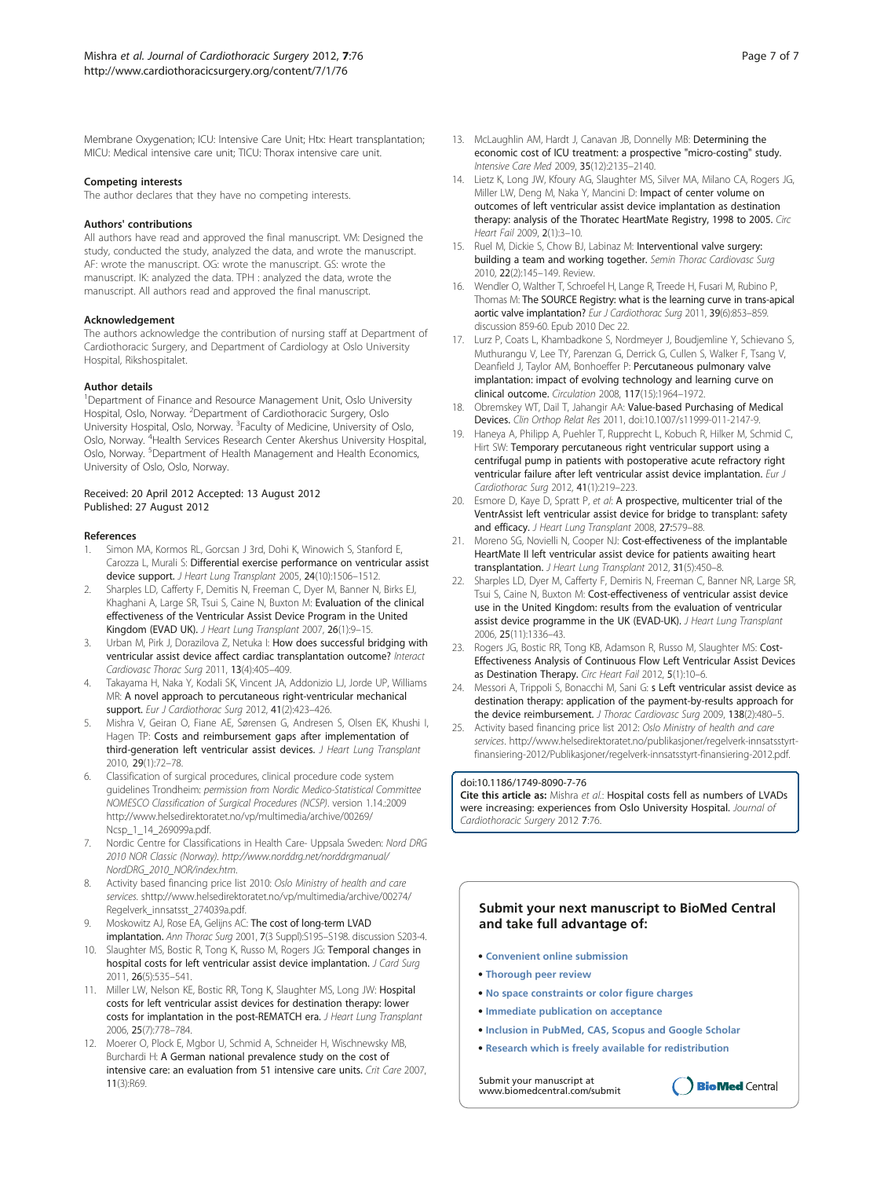Membrane Oxygenation; ICU: Intensive Care Unit; Htx: Heart transplantation; MICU: Medical intensive care unit; TICU: Thorax intensive care unit.

### Competing interests

The author declares that they have no competing interests.

### Authors' contributions

All authors have read and approved the final manuscript. VM: Designed the study, conducted the study, analyzed the data, and wrote the manuscript. AF: wrote the manuscript. OG: wrote the manuscript. GS: wrote the manuscript. IK: analyzed the data. TPH : analyzed the data, wrote the manuscript. All authors read and approved the final manuscript.

### Acknowledgement

The authors acknowledge the contribution of nursing staff at Department of Cardiothoracic Surgery, and Department of Cardiology at Oslo University Hospital, Rikshospitalet.

### Author details

[1]Department of Finance and Resource Management Unit, Oslo University Hospital, Oslo, Norway. [2]Department of Cardiothoracic Surgery, Oslo University Hospital, Oslo, Norway. [3]Faculty of Medicine, University of Oslo, Oslo, Norway. [4]Health Services Research Center Akershus University Hospital, Oslo, Norway. [5]Department of Health Management and Health Economics, University of Oslo, Oslo, Norway.

Received: 20 April 2012 Accepted: 13 August 2012
Published: 27 August 2012

### References

1. Simon MA, Kormos RL, Gorcsan J 3rd, Dohi K, Winowich S, Stanford E, Carozza L, Murali S: **Differential exercise performance on ventricular assist device support.** *J Heart Lung Transplant* 2005, **24**(10):1506–1512.
2. Sharples LD, Cafferty F, Demitis N, Freeman C, Dyer M, Banner N, Birks EJ, Khaghani A, Large SR, Tsui S, Caine N, Buxton M: **Evaluation of the clinical effectiveness of the Ventricular Assist Device Program in the United Kingdom (EVAD UK).** *J Heart Lung Transplant* 2007, **26**(1):9–15.
3. Urban M, Pirk J, Dorazilova Z, Netuka I: **How does successful bridging with ventricular assist device affect cardiac transplantation outcome?** *Interact Cardiovasc Thorac Surg* 2011, **13**(4):405–409.
4. Takayama H, Naka Y, Kodali SK, Vincent JA, Addonizio LJ, Jorde UP, Williams MR: **A novel approach to percutaneous right-ventricular mechanical support.** *Eur J Cardiothorac Surg* 2012, **41**(2):423–426.
5. Mishra V, Geiran O, Fiane AE, Sørensen G, Andresen S, Olsen EK, Khushi I, Hagen TP: **Costs and reimbursement gaps after implementation of third-generation left ventricular assist devices.** *J Heart Lung Transplant* 2010, **29**(1):72–78.
6. Classification of surgical procedures, clinical procedure code system guidelines Trondheim: *permission from Nordic Medico-Statistical Committee NOMESCO Classification of Surgical Procedures (NCSP)*. version 1.14.:2009 http://www.helsedirektoratet.no/vp/multimedia/archive/00269/Ncsp_1_14_269099a.pdf.
7. Nordic Centre for Classifications in Health Care- Uppsala Sweden: *Nord DRG 2010 NOR Classic (Norway)*. http://www.norddrg.net/norddrgmanual/NordDRG_2010_NOR/index.htm.
8. Activity based financing price list 2010: *Oslo Ministry of health and care services*. shttp://www.helsedirektoratet.no/vp/multimedia/archive/00274/Regelverk_innsatsst_274039a.pdf.
9. Moskowitz AJ, Rose EA, Gelijns AC: **The cost of long-term LVAD implantation.** *Ann Thorac Surg* 2001, **7**(3 Suppl):S195–S198. discussion S203-4.
10. Slaughter MS, Bostic R, Tong K, Russo M, Rogers JG: **Temporal changes in hospital costs for left ventricular assist device implantation.** *J Card Surg* 2011, **26**(5):535–541.
11. Miller LW, Nelson KE, Bostic RR, Tong K, Slaughter MS, Long JW: **Hospital costs for left ventricular assist devices for destination therapy: lower costs for implantation in the post-REMATCH era.** *J Heart Lung Transplant* 2006, **25**(7):778–784.
12. Moerer O, Plock E, Mgbor U, Schmid A, Schneider H, Wischnewsky MB, Burchardi H: **A German national prevalence study on the cost of intensive care: an evaluation from 51 intensive care units.** *Crit Care* 2007, **11**(3):R69.
13. McLaughlin AM, Hardt J, Canavan JB, Donnelly MB: **Determining the economic cost of ICU treatment: a prospective "micro-costing" study.** *Intensive Care Med* 2009, **35**(12):2135–2140.
14. Lietz K, Long JW, Kfoury AG, Slaughter MS, Silver MA, Milano CA, Rogers JG, Miller LW, Deng M, Naka Y, Mancini D: **Impact of center volume on outcomes of left ventricular assist device implantation as destination therapy: analysis of the Thoratec HeartMate Registry, 1998 to 2005.** *Circ Heart Fail* 2009, **2**(1):3–10.
15. Ruel M, Dickie S, Chow BJ, Labinaz M: **Interventional valve surgery: building a team and working together.** *Semin Thorac Cardiovasc Surg* 2010, **22**(2):145–149. Review.
16. Wendler O, Walther T, Schroefel H, Lange R, Treede H, Fusari M, Rubino P, Thomas M: **The SOURCE Registry: what is the learning curve in trans-apical aortic valve implantation?** *Eur J Cardiothorac Surg* 2011, **39**(6):853–859. discussion 859-60. Epub 2010 Dec 22.
17. Lurz P, Coats L, Khambadkone S, Nordmeyer J, Boudjemline Y, Schievano S, Muthurangu V, Lee TY, Parenzan G, Derrick G, Cullen S, Walker F, Tsang V, Deanfield J, Taylor AM, Bonhoeffer P: **Percutaneous pulmonary valve implantation: impact of evolving technology and learning curve on clinical outcome.** *Circulation* 2008, **117**(15):1964–1972.
18. Obremskey WT, Dail T, Jahangir AA: **Value-based Purchasing of Medical Devices.** *Clin Orthop Relat Res* 2011, doi:10.1007/s11999-011-2147-9.
19. Haneya A, Philipp A, Puehler T, Rupprecht L, Kobuch R, Hilker M, Schmid C, Hirt SW: **Temporary percutaneous right ventricular support using a centrifugal pump in patients with postoperative acute refractory right ventricular failure after left ventricular assist device implantation.** *Eur J Cardiothorac Surg* 2012, **41**(1):219–223.
20. Esmore D, Kaye D, Spratt P, *et al*: **A prospective, multicenter trial of the VentrAssist left ventricular assist device for bridge to transplant: safety and efficacy.** *J Heart Lung Transplant* 2008, **27**:579–88.
21. Moreno SG, Novielli N, Cooper NJ: **Cost-effectiveness of the implantable HeartMate II left ventricular assist device for patients awaiting heart transplantation.** *J Heart Lung Transplant* 2012, **31**(5):450–8.
22. Sharples LD, Dyer M, Cafferty F, Demiris N, Freeman C, Banner NR, Large SR, Tsui S, Caine N, Buxton M: **Cost-effectiveness of ventricular assist device use in the United Kingdom: results from the evaluation of ventricular assist device programme in the UK (EVAD-UK).** *J Heart Lung Transplant* 2006, **25**(11):1336–43.
23. Rogers JG, Bostic RR, Tong KB, Adamson R, Russo M, Slaughter MS: **Cost-Effectiveness Analysis of Continuous Flow Left Ventricular Assist Devices as Destination Therapy.** *Circ Heart Fail* 2012, **5**(1):10–6.
24. Messori A, Trippoli S, Bonacchi M, Sani G: **s Left ventricular assist device as destination therapy: application of the payment-by-results approach for the device reimbursement.** *J Thorac Cardiovasc Surg* 2009, **138**(2):480–5.
25. Activity based financing price list 2012: *Oslo Ministry of health and care services*. http://www.helsedirektoratet.no/publikasjoner/regelverk-innsatsstyrt-finansiering-2012/Publikasjoner/regelverk-innsatsstyrt-finansiering-2012.pdf.

doi:10.1186/1749-8090-7-76
**Cite this article as:** Mishra *et al.*: Hospital costs fell as numbers of LVADs were increasing: experiences from Oslo University Hospital. *Journal of Cardiothoracic Surgery* 2012 **7**:76.

**Submit your next manuscript to BioMed Central and take full advantage of:**

- Convenient online submission
- Thorough peer review
- No space constraints or color figure charges
- Immediate publication on acceptance
- Inclusion in PubMed, CAS, Scopus and Google Scholar
- Research which is freely available for redistribution

Submit your manuscript at
www.biomedcentral.com/submit

BioMed Central